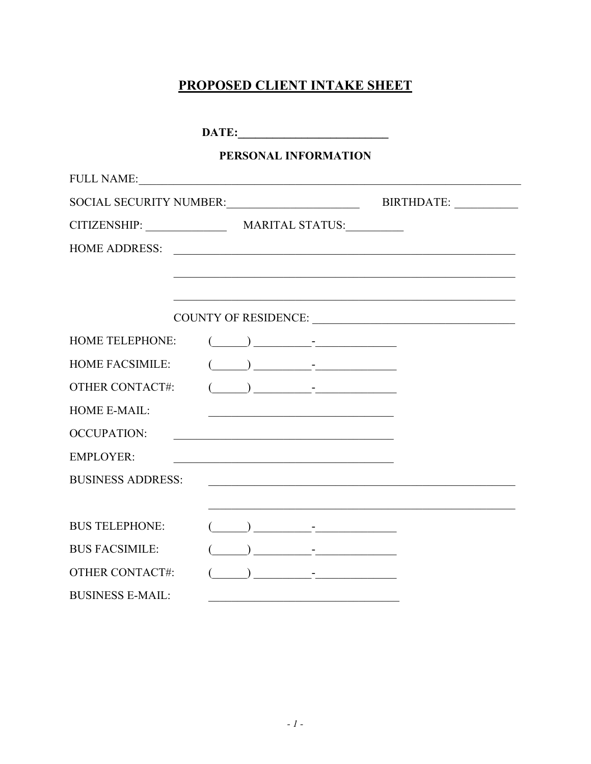# PROPOSED CLIENT INTAKE SHEET

**DATE:___________________________**

**PERSONAL INFORMATION**

FULL NAME:_______________________________________________________________________

SOCIAL SECURITY NUMBER:_______________________ BIRTHDATE: ___________

CITIZENSHIP: ______________ MARITAL STATUS:__________

HOME ADDRESS: ____________________________________________________________

____________________________________________________________

____________________________________________________________

COUNTY OF RESIDENCE: ___________________________________

HOME TELEPHONE: (______) __________-______________

HOME FACSIMILE: (______) __________-______________

OTHER CONTACT#: (______) __________-______________

HOME E-MAIL: ________________________________

OCCUPATION: ______________________________________

EMPLOYER: ______________________________________

BUSINESS ADDRESS: ______________________________________________________

______________________________________________________

BUS TELEPHONE: (______) __________-______________

BUS FACSIMILE: (______) __________-______________

OTHER CONTACT#: (______) __________-______________

BUSINESS E-MAIL: _________________________________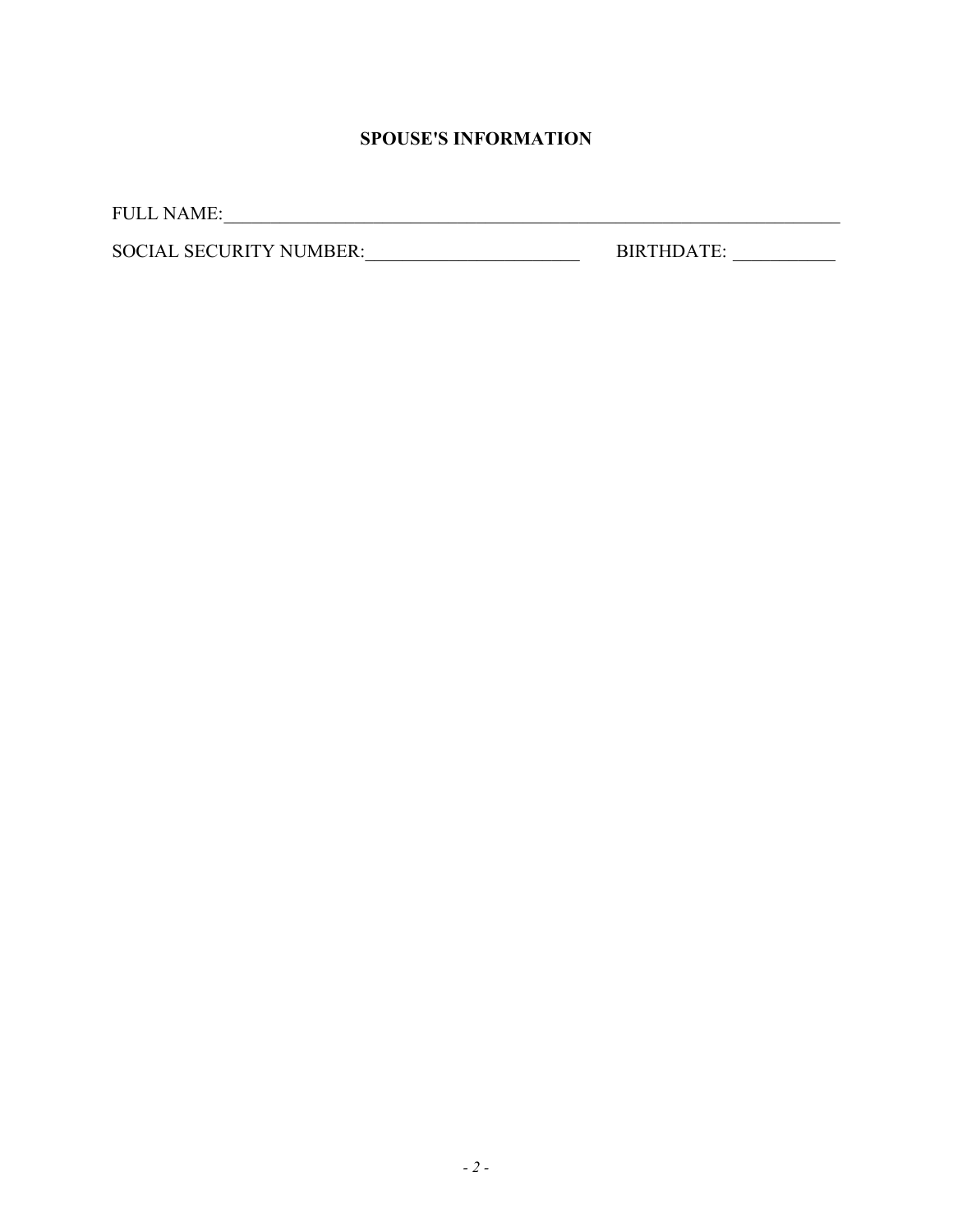## SPOUSE'S INFORMATION

FULL NAME:_______________________________________________________________________

SOCIAL SECURITY NUMBER:________________________ BIRTHDATE: ___________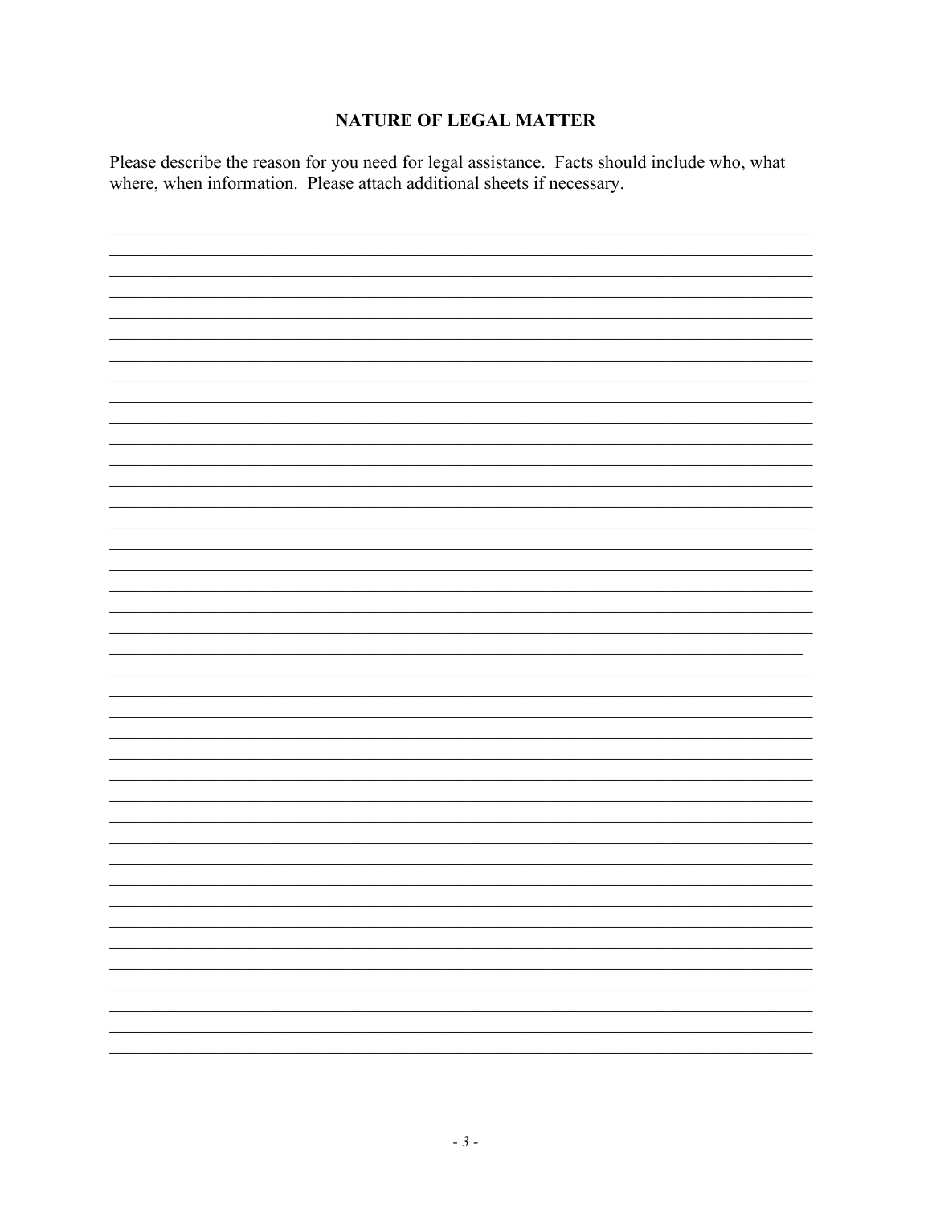## NATURE OF LEGAL MATTER

Please describe the reason for you need for legal assistance. Facts should include who, what where, when information. Please attach additional sheets if necessary.

_______________________________________________________________________________
_______________________________________________________________________________
_______________________________________________________________________________
_______________________________________________________________________________
_______________________________________________________________________________
_______________________________________________________________________________
_______________________________________________________________________________
_______________________________________________________________________________
_______________________________________________________________________________
_______________________________________________________________________________
_______________________________________________________________________________
_______________________________________________________________________________
_______________________________________________________________________________
_______________________________________________________________________________
_______________________________________________________________________________
_______________________________________________________________________________
_______________________________________________________________________________
_______________________________________________________________________________
_______________________________________________________________________________
_______________________________________________________________________________
_______________________________________________________________________________
_______________________________________________________________________________
_______________________________________________________________________________
_______________________________________________________________________________
_______________________________________________________________________________
_______________________________________________________________________________
_______________________________________________________________________________
_______________________________________________________________________________
_______________________________________________________________________________
_______________________________________________________________________________
_______________________________________________________________________________
_______________________________________________________________________________
_______________________________________________________________________________
_______________________________________________________________________________
_______________________________________________________________________________
_______________________________________________________________________________
_______________________________________________________________________________
_______________________________________________________________________________
_______________________________________________________________________________
_______________________________________________________________________________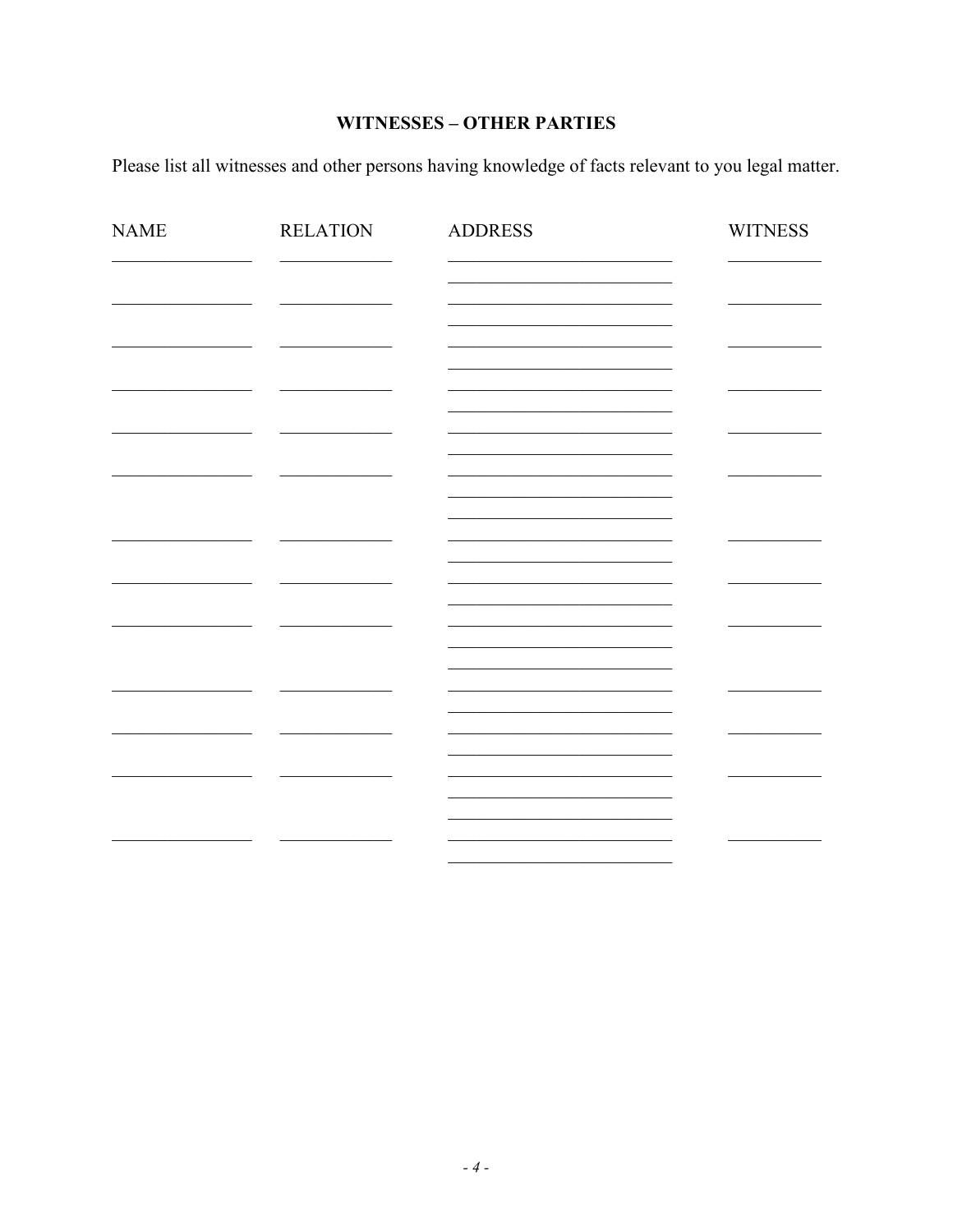## WITNESSES – OTHER PARTIES

Please list all witnesses and other persons having knowledge of facts relevant to you legal matter.

| NAME | RELATION | ADDRESS | WITNESS |
|---|---|---|---|
| | | | |
| | | | |
| | | | |
| | | | |
| | | | |
| | | | |
| | | | |
| | | | |
| | | | |
| | | | |
| | | | |
| | | | |
| | | | |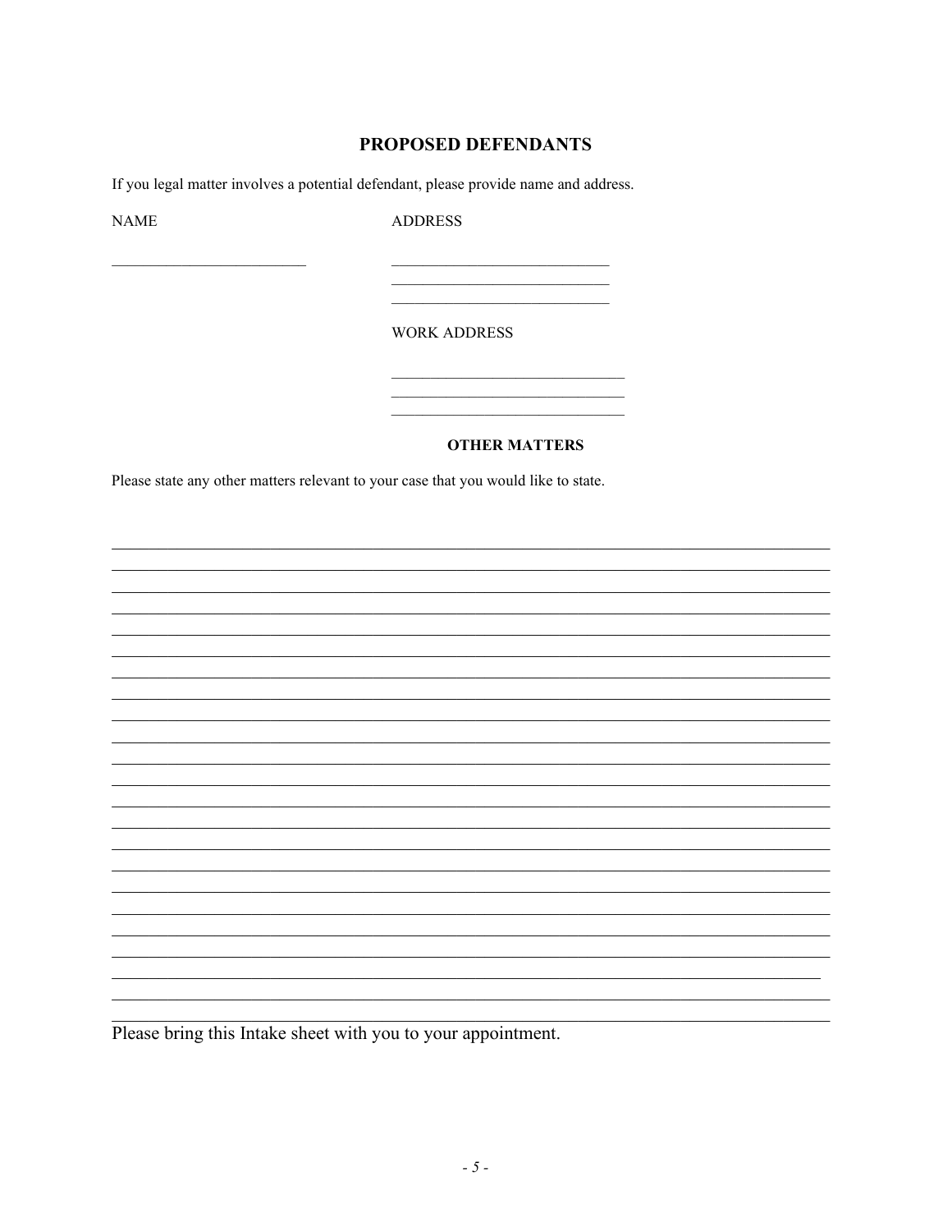## PROPOSED DEFENDANTS

If you legal matter involves a potential defendant, please provide name and address.

NAME ADDRESS

\_\_\_\_\_\_\_\_\_\_\_\_\_\_\_\_\_\_\_\_\_\_\_\_\_ \_\_\_\_\_\_\_\_\_\_\_\_\_\_\_\_\_\_\_\_\_\_\_\_\_\_\_\_
\_\_\_\_\_\_\_\_\_\_\_\_\_\_\_\_\_\_\_\_\_\_\_\_\_\_\_\_
\_\_\_\_\_\_\_\_\_\_\_\_\_\_\_\_\_\_\_\_\_\_\_\_\_\_\_\_

WORK ADDRESS

\_\_\_\_\_\_\_\_\_\_\_\_\_\_\_\_\_\_\_\_\_\_\_\_\_\_\_\_\_\_
\_\_\_\_\_\_\_\_\_\_\_\_\_\_\_\_\_\_\_\_\_\_\_\_\_\_\_\_\_\_
\_\_\_\_\_\_\_\_\_\_\_\_\_\_\_\_\_\_\_\_\_\_\_\_\_\_\_\_\_\_

### OTHER MATTERS

Please state any other matters relevant to your case that you would like to state.

\_\_\_\_\_\_\_\_\_\_\_\_\_\_\_\_\_\_\_\_\_\_\_\_\_\_\_\_\_\_\_\_\_\_\_\_\_\_\_\_\_\_\_\_\_\_\_\_\_\_\_\_\_\_\_\_\_\_\_\_\_\_\_\_\_\_\_\_\_\_\_\_\_\_\_\_\_\_\_\_\_\_\_\_\_\_\_\_
\_\_\_\_\_\_\_\_\_\_\_\_\_\_\_\_\_\_\_\_\_\_\_\_\_\_\_\_\_\_\_\_\_\_\_\_\_\_\_\_\_\_\_\_\_\_\_\_\_\_\_\_\_\_\_\_\_\_\_\_\_\_\_\_\_\_\_\_\_\_\_\_\_\_\_\_\_\_\_\_\_\_\_\_\_\_\_\_
\_\_\_\_\_\_\_\_\_\_\_\_\_\_\_\_\_\_\_\_\_\_\_\_\_\_\_\_\_\_\_\_\_\_\_\_\_\_\_\_\_\_\_\_\_\_\_\_\_\_\_\_\_\_\_\_\_\_\_\_\_\_\_\_\_\_\_\_\_\_\_\_\_\_\_\_\_\_\_\_\_\_\_\_\_\_\_\_
\_\_\_\_\_\_\_\_\_\_\_\_\_\_\_\_\_\_\_\_\_\_\_\_\_\_\_\_\_\_\_\_\_\_\_\_\_\_\_\_\_\_\_\_\_\_\_\_\_\_\_\_\_\_\_\_\_\_\_\_\_\_\_\_\_\_\_\_\_\_\_\_\_\_\_\_\_\_\_\_\_\_\_\_\_\_\_\_
\_\_\_\_\_\_\_\_\_\_\_\_\_\_\_\_\_\_\_\_\_\_\_\_\_\_\_\_\_\_\_\_\_\_\_\_\_\_\_\_\_\_\_\_\_\_\_\_\_\_\_\_\_\_\_\_\_\_\_\_\_\_\_\_\_\_\_\_\_\_\_\_\_\_\_\_\_\_\_\_\_\_\_\_\_\_\_\_
\_\_\_\_\_\_\_\_\_\_\_\_\_\_\_\_\_\_\_\_\_\_\_\_\_\_\_\_\_\_\_\_\_\_\_\_\_\_\_\_\_\_\_\_\_\_\_\_\_\_\_\_\_\_\_\_\_\_\_\_\_\_\_\_\_\_\_\_\_\_\_\_\_\_\_\_\_\_\_\_\_\_\_\_\_\_\_\_
\_\_\_\_\_\_\_\_\_\_\_\_\_\_\_\_\_\_\_\_\_\_\_\_\_\_\_\_\_\_\_\_\_\_\_\_\_\_\_\_\_\_\_\_\_\_\_\_\_\_\_\_\_\_\_\_\_\_\_\_\_\_\_\_\_\_\_\_\_\_\_\_\_\_\_\_\_\_\_\_\_\_\_\_\_\_\_\_
\_\_\_\_\_\_\_\_\_\_\_\_\_\_\_\_\_\_\_\_\_\_\_\_\_\_\_\_\_\_\_\_\_\_\_\_\_\_\_\_\_\_\_\_\_\_\_\_\_\_\_\_\_\_\_\_\_\_\_\_\_\_\_\_\_\_\_\_\_\_\_\_\_\_\_\_\_\_\_\_\_\_\_\_\_\_\_\_
\_\_\_\_\_\_\_\_\_\_\_\_\_\_\_\_\_\_\_\_\_\_\_\_\_\_\_\_\_\_\_\_\_\_\_\_\_\_\_\_\_\_\_\_\_\_\_\_\_\_\_\_\_\_\_\_\_\_\_\_\_\_\_\_\_\_\_\_\_\_\_\_\_\_\_\_\_\_\_\_\_\_\_\_\_\_\_\_
\_\_\_\_\_\_\_\_\_\_\_\_\_\_\_\_\_\_\_\_\_\_\_\_\_\_\_\_\_\_\_\_\_\_\_\_\_\_\_\_\_\_\_\_\_\_\_\_\_\_\_\_\_\_\_\_\_\_\_\_\_\_\_\_\_\_\_\_\_\_\_\_\_\_\_\_\_\_\_\_\_\_\_\_\_\_\_\_
\_\_\_\_\_\_\_\_\_\_\_\_\_\_\_\_\_\_\_\_\_\_\_\_\_\_\_\_\_\_\_\_\_\_\_\_\_\_\_\_\_\_\_\_\_\_\_\_\_\_\_\_\_\_\_\_\_\_\_\_\_\_\_\_\_\_\_\_\_\_\_\_\_\_\_\_\_\_\_\_\_\_\_\_\_\_\_\_
\_\_\_\_\_\_\_\_\_\_\_\_\_\_\_\_\_\_\_\_\_\_\_\_\_\_\_\_\_\_\_\_\_\_\_\_\_\_\_\_\_\_\_\_\_\_\_\_\_\_\_\_\_\_\_\_\_\_\_\_\_\_\_\_\_\_\_\_\_\_\_\_\_\_\_\_\_\_\_\_\_\_\_\_\_\_\_\_
\_\_\_\_\_\_\_\_\_\_\_\_\_\_\_\_\_\_\_\_\_\_\_\_\_\_\_\_\_\_\_\_\_\_\_\_\_\_\_\_\_\_\_\_\_\_\_\_\_\_\_\_\_\_\_\_\_\_\_\_\_\_\_\_\_\_\_\_\_\_\_\_\_\_\_\_\_\_\_\_\_\_\_\_\_\_\_\_
\_\_\_\_\_\_\_\_\_\_\_\_\_\_\_\_\_\_\_\_\_\_\_\_\_\_\_\_\_\_\_\_\_\_\_\_\_\_\_\_\_\_\_\_\_\_\_\_\_\_\_\_\_\_\_\_\_\_\_\_\_\_\_\_\_\_\_\_\_\_\_\_\_\_\_\_\_\_\_\_\_\_\_\_\_\_\_\_
\_\_\_\_\_\_\_\_\_\_\_\_\_\_\_\_\_\_\_\_\_\_\_\_\_\_\_\_\_\_\_\_\_\_\_\_\_\_\_\_\_\_\_\_\_\_\_\_\_\_\_\_\_\_\_\_\_\_\_\_\_\_\_\_\_\_\_\_\_\_\_\_\_\_\_\_\_\_\_\_\_\_\_\_\_\_\_\_
\_\_\_\_\_\_\_\_\_\_\_\_\_\_\_\_\_\_\_\_\_\_\_\_\_\_\_\_\_\_\_\_\_\_\_\_\_\_\_\_\_\_\_\_\_\_\_\_\_\_\_\_\_\_\_\_\_\_\_\_\_\_\_\_\_\_\_\_\_\_\_\_\_\_\_\_\_\_\_\_\_\_\_\_\_\_\_\_
\_\_\_\_\_\_\_\_\_\_\_\_\_\_\_\_\_\_\_\_\_\_\_\_\_\_\_\_\_\_\_\_\_\_\_\_\_\_\_\_\_\_\_\_\_\_\_\_\_\_\_\_\_\_\_\_\_\_\_\_\_\_\_\_\_\_\_\_\_\_\_\_\_\_\_\_\_\_\_\_\_\_\_\_\_\_\_\_
\_\_\_\_\_\_\_\_\_\_\_\_\_\_\_\_\_\_\_\_\_\_\_\_\_\_\_\_\_\_\_\_\_\_\_\_\_\_\_\_\_\_\_\_\_\_\_\_\_\_\_\_\_\_\_\_\_\_\_\_\_\_\_\_\_\_\_\_\_\_\_\_\_\_\_\_\_\_\_\_\_\_\_\_\_\_\_\_
\_\_\_\_\_\_\_\_\_\_\_\_\_\_\_\_\_\_\_\_\_\_\_\_\_\_\_\_\_\_\_\_\_\_\_\_\_\_\_\_\_\_\_\_\_\_\_\_\_\_\_\_\_\_\_\_\_\_\_\_\_\_\_\_\_\_\_\_\_\_\_\_\_\_\_\_\_\_\_\_\_\_\_\_\_\_\_\_
\_\_\_\_\_\_\_\_\_\_\_\_\_\_\_\_\_\_\_\_\_\_\_\_\_\_\_\_\_\_\_\_\_\_\_\_\_\_\_\_\_\_\_\_\_\_\_\_\_\_\_\_\_\_\_\_\_\_\_\_\_\_\_\_\_\_\_\_\_\_\_\_\_\_\_\_\_\_\_\_\_\_\_\_\_\_\_\_
\_\_\_\_\_\_\_\_\_\_\_\_\_\_\_\_\_\_\_\_\_\_\_\_\_\_\_\_\_\_\_\_\_\_\_\_\_\_\_\_\_\_\_\_\_\_\_\_\_\_\_\_\_\_\_\_\_\_\_\_\_\_\_\_\_\_\_\_\_\_\_\_\_\_\_\_\_\_\_\_\_\_\_\_\_\_\_\_
\_\_\_\_\_\_\_\_\_\_\_\_\_\_\_\_\_\_\_\_\_\_\_\_\_\_\_\_\_\_\_\_\_\_\_\_\_\_\_\_\_\_\_\_\_\_\_\_\_\_\_\_\_\_\_\_\_\_\_\_\_\_\_\_\_\_\_\_\_\_\_\_\_\_\_\_\_\_\_\_\_\_\_\_\_\_\_\_
\_\_\_\_\_\_\_\_\_\_\_\_\_\_\_\_\_\_\_\_\_\_\_\_\_\_\_\_\_\_\_\_\_\_\_\_\_\_\_\_\_\_\_\_\_\_\_\_\_\_\_\_\_\_\_\_\_\_\_\_\_\_\_\_\_\_\_\_\_\_\_\_\_\_\_\_\_\_\_\_\_\_\_\_\_\_\_\_
\_\_\_\_\_\_\_\_\_\_\_\_\_\_\_\_\_\_\_\_\_\_\_\_\_\_\_\_\_\_\_\_\_\_\_\_\_\_\_\_\_\_\_\_\_\_\_\_\_\_\_\_\_\_\_\_\_\_\_\_\_\_\_\_\_\_\_\_\_\_\_\_\_\_\_\_\_\_\_\_\_\_\_\_\_\_\_\_

Please bring this Intake sheet with you to your appointment.